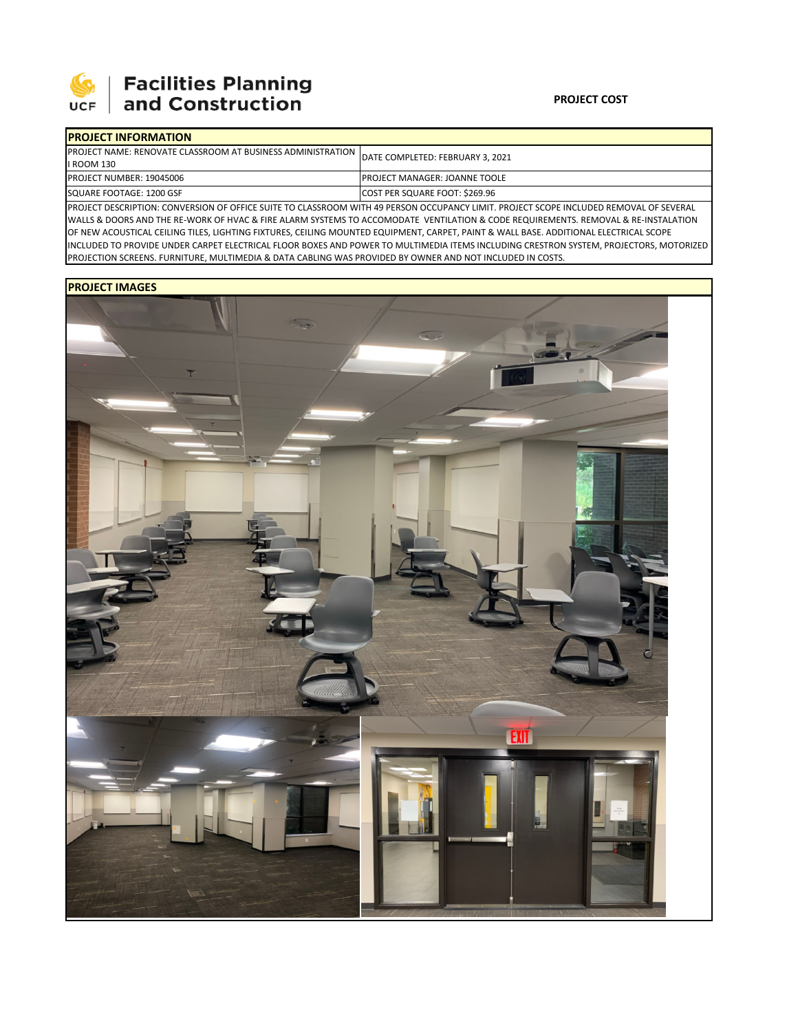# Facilities Planning and Construction

**PROJECT COST**

| PROJECT INFORMATION | |
|---|---|
| PROJECT NAME: RENOVATE CLASSROOM AT BUSINESS ADMINISTRATION I ROOM 130 | DATE COMPLETED: FEBRUARY 3, 2021 |
| PROJECT NUMBER: 19045006 | PROJECT MANAGER: JOANNE TOOLE |
| SQUARE FOOTAGE: 1200 GSF | COST PER SQUARE FOOT: $269.96 |

PROJECT DESCRIPTION: CONVERSION OF OFFICE SUITE TO CLASSROOM WITH 49 PERSON OCCUPANCY LIMIT. PROJECT SCOPE INCLUDED REMOVAL OF SEVERAL WALLS & DOORS AND THE RE-WORK OF HVAC & FIRE ALARM SYSTEMS TO ACCOMODATE VENTILATION & CODE REQUIREMENTS. REMOVAL & RE-INSTALATION OF NEW ACOUSTICAL CEILING TILES, LIGHTING FIXTURES, CEILING MOUNTED EQUIPMENT, CARPET, PAINT & WALL BASE. ADDITIONAL ELECTRICAL SCOPE INCLUDED TO PROVIDE UNDER CARPET ELECTRICAL FLOOR BOXES AND POWER TO MULTIMEDIA ITEMS INCLUDING CRESTRON SYSTEM, PROJECTORS, MOTORIZED PROJECTION SCREENS. FURNITURE, MULTIMEDIA & DATA CABLING WAS PROVIDED BY OWNER AND NOT INCLUDED IN COSTS.

## PROJECT IMAGES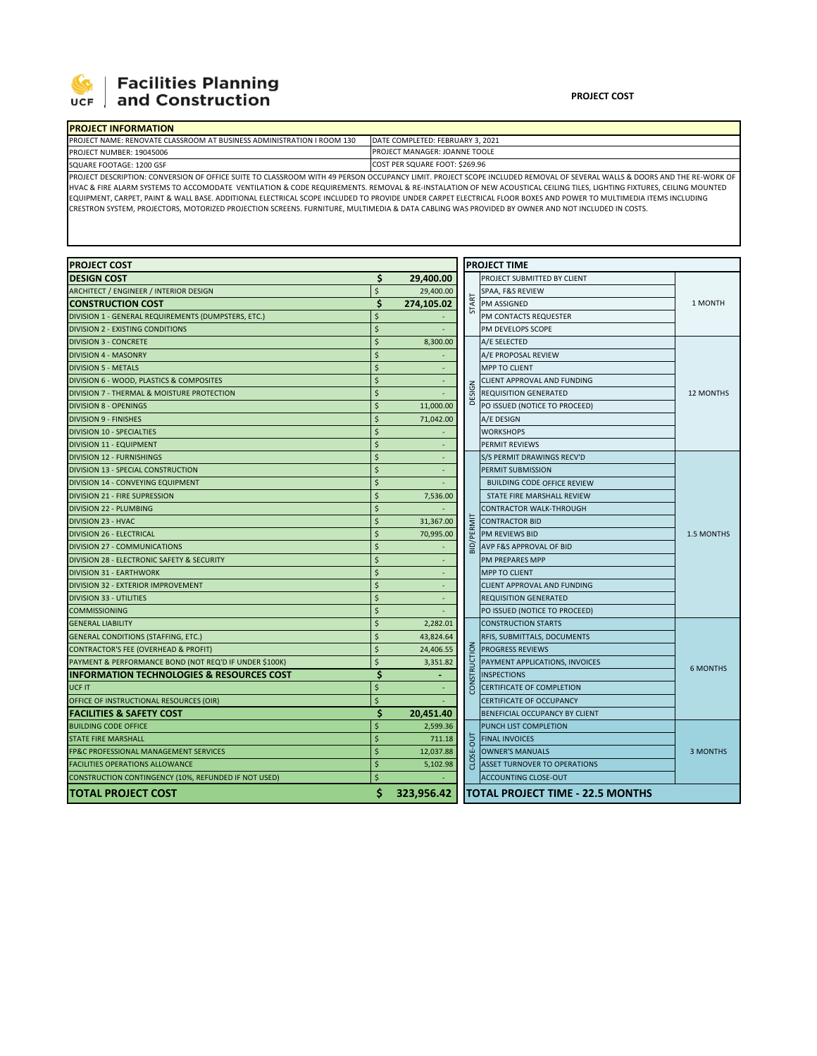**Facilities Planning and Construction**

**PROJECT COST**

| **PROJECT INFORMATION** | |
|---|---|
| PROJECT NAME: RENOVATE CLASSROOM AT BUSINESS ADMINISTRATION I ROOM 130 | DATE COMPLETED: FEBRUARY 3, 2021 |
| PROJECT NUMBER: 19045006 | PROJECT MANAGER: JOANNE TOOLE |
| SQUARE FOOTAGE: 1200 GSF | COST PER SQUARE FOOT: $269.96 |

PROJECT DESCRIPTION: CONVERSION OF OFFICE SUITE TO CLASSROOM WITH 49 PERSON OCCUPANCY LIMIT. PROJECT SCOPE INCLUDED REMOVAL OF SEVERAL WALLS & DOORS AND THE RE-WORK OF HVAC & FIRE ALARM SYSTEMS TO ACCOMODATE VENTILATION & CODE REQUIREMENTS. REMOVAL & RE-INSTALATION OF NEW ACOUSTICAL CEILING TILES, LIGHTING FIXTURES, CEILING MOUNTED EQUIPMENT, CARPET, PAINT & WALL BASE. ADDITIONAL ELECTRICAL SCOPE INCLUDED TO PROVIDE UNDER CARPET ELECTRICAL FLOOR BOXES AND POWER TO MULTIMEDIA ITEMS INCLUDING CRESTRON SYSTEM, PROJECTORS, MOTORIZED PROJECTION SCREENS. FURNITURE, MULTIMEDIA & DATA CABLING WAS PROVIDED BY OWNER AND NOT INCLUDED IN COSTS.

| **PROJECT COST** | | |
|---|---|---|
| **DESIGN COST** | **$** | **29,400.00** |
| ARCHITECT / ENGINEER / INTERIOR DESIGN | $ | 29,400.00 |
| **CONSTRUCTION COST** | **$** | **274,105.02** |
| DIVISION 1 - GENERAL REQUIREMENTS (DUMPSTERS, ETC.) | $ | - |
| DIVISION 2 - EXISTING CONDITIONS | $ | - |
| DIVISION 3 - CONCRETE | $ | 8,300.00 |
| DIVISION 4 - MASONRY | $ | - |
| DIVISION 5 - METALS | $ | - |
| DIVISION 6 - WOOD, PLASTICS & COMPOSITES | $ | - |
| DIVISION 7 - THERMAL & MOISTURE PROTECTION | $ | - |
| DIVISION 8 - OPENINGS | $ | 11,000.00 |
| DIVISION 9 - FINISHES | $ | 71,042.00 |
| DIVISION 10 - SPECIALTIES | $ | - |
| DIVISION 11 - EQUIPMENT | $ | - |
| DIVISION 12 - FURNISHINGS | $ | - |
| DIVISION 13 - SPECIAL CONSTRUCTION | $ | - |
| DIVISION 14 - CONVEYING EQUIPMENT | $ | - |
| DIVISION 21 - FIRE SUPRESSION | $ | 7,536.00 |
| DIVISION 22 - PLUMBING | $ | - |
| DIVISION 23 - HVAC | $ | 31,367.00 |
| DIVISION 26 - ELECTRICAL | $ | 70,995.00 |
| DIVISION 27 - COMMUNICATIONS | $ | - |
| DIVISION 28 - ELECTRONIC SAFETY & SECURITY | $ | - |
| DIVISION 31 - EARTHWORK | $ | - |
| DIVISION 32 - EXTERIOR IMPROVEMENT | $ | - |
| DIVISION 33 - UTILITIES | $ | - |
| COMMISSIONING | $ | - |
| GENERAL LIABILITY | $ | 2,282.01 |
| GENERAL CONDITIONS (STAFFING, ETC.) | $ | 43,824.64 |
| CONTRACTOR'S FEE (OVERHEAD & PROFIT) | $ | 24,406.55 |
| PAYMENT & PERFORMANCE BOND (NOT REQ'D IF UNDER $100K) | $ | 3,351.82 |
| **INFORMATION TECHNOLOGIES & RESOURCES COST** | **$** | **-** |
| UCF IT | $ | - |
| OFFICE OF INSTRUCTIONAL RESOURCES (OIR) | $ | - |
| **FACILITIES & SAFETY COST** | **$** | **20,451.40** |
| BUILDING CODE OFFICE | $ | 2,599.36 |
| STATE FIRE MARSHALL | $ | 711.18 |
| FP&C PROFESSIONAL MANAGEMENT SERVICES | $ | 12,037.88 |
| FACILITIES OPERATIONS ALLOWANCE | $ | 5,102.98 |
| CONSTRUCTION CONTINGENCY (10%, REFUNDED IF NOT USED) | $ | - |
| **TOTAL PROJECT COST** | **$** | **323,956.42** |

| **PROJECT TIME** | | |
|---|---|---|
| START | PROJECT SUBMITTED BY CLIENT | 1 MONTH |
| | SPAA, F&S REVIEW | |
| | PM ASSIGNED | |
| | PM CONTACTS REQUESTER | |
| | PM DEVELOPS SCOPE | |
| DESIGN | A/E SELECTED | 12 MONTHS |
| | A/E PROPOSAL REVIEW | |
| | MPP TO CLIENT | |
| | CLIENT APPROVAL AND FUNDING | |
| | REQUISITION GENERATED | |
| | PO ISSUED (NOTICE TO PROCEED) | |
| | A/E DESIGN | |
| | WORKSHOPS | |
| | PERMIT REVIEWS | |
| BID/PERMIT | S/S PERMIT DRAWINGS RECV'D | 1.5 MONTHS |
| | PERMIT SUBMISSION | |
| | BUILDING CODE OFFICE REVIEW | |
| | STATE FIRE MARSHALL REVIEW | |
| | CONTRACTOR WALK-THROUGH | |
| | CONTRACTOR BID | |
| | PM REVIEWS BID | |
| | AVP F&S APPROVAL OF BID | |
| | PM PREPARES MPP | |
| | MPP TO CLIENT | |
| | CLIENT APPROVAL AND FUNDING | |
| | REQUISITION GENERATED | |
| | PO ISSUED (NOTICE TO PROCEED) | |
| CONSTRUCTION | CONSTRUCTION STARTS | 6 MONTHS |
| | RFIS, SUBMITTALS, DOCUMENTS | |
| | PROGRESS REVIEWS | |
| | PAYMENT APPLICATIONS, INVOICES | |
| | INSPECTIONS | |
| | CERTIFICATE OF COMPLETION | |
| | CERTIFICATE OF OCCUPANCY | |
| | BENEFICIAL OCCUPANCY BY CLIENT | |
| CLOSE-OUT | PUNCH LIST COMPLETION | 3 MONTHS |
| | FINAL INVOICES | |
| | OWNER'S MANUALS | |
| | ASSET TURNOVER TO OPERATIONS | |
| | ACCOUNTING CLOSE-OUT | |
| **TOTAL PROJECT TIME - 22.5 MONTHS** | | |